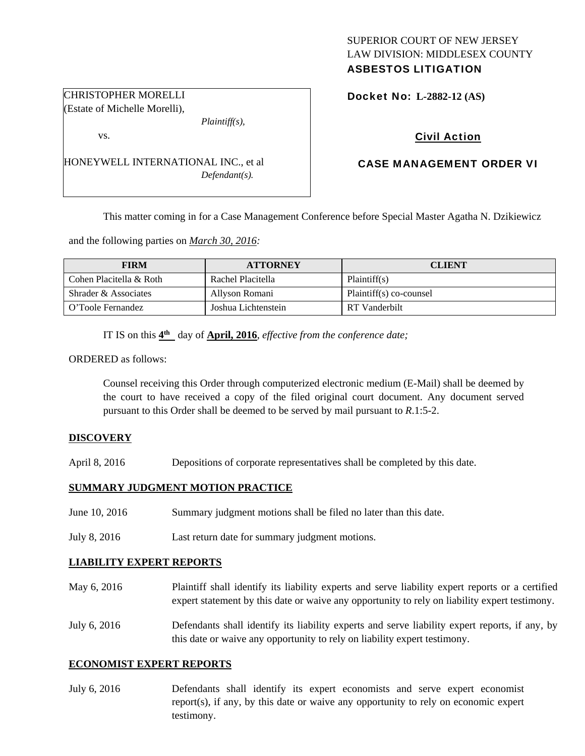SUPERIOR COURT OF NEW JERSEY
LAW DIVISION: MIDDLESEX COUNTY
**ASBESTOS LITIGATION**

CHRISTOPHER MORELLI
(Estate of Michelle Morelli),
*Plaintiff(s),*

vs.

HONEYWELL INTERNATIONAL INC., et al
*Defendant(s).*

**Docket No: L-2882-12 (AS)**

**Civil Action**

**CASE MANAGEMENT ORDER VI**

This matter coming in for a Case Management Conference before Special Master Agatha N. Dzikiewicz and the following parties on *March 30, 2016:*

| FIRM | ATTORNEY | CLIENT |
|---|---|---|
| Cohen Placitella & Roth | Rachel Placitella | Plaintiff(s) |
| Shrader & Associates | Allyson Romani | Plaintiff(s) co-counsel |
| O'Toole Fernandez | Joshua Lichtenstein | RT Vanderbilt |

IT IS on this **4th** day of **April, 2016**, *effective from the conference date;*

ORDERED as follows:

Counsel receiving this Order through computerized electronic medium (E-Mail) shall be deemed by the court to have received a copy of the filed original court document. Any document served pursuant to this Order shall be deemed to be served by mail pursuant to *R*.1:5-2.

**DISCOVERY**

April 8, 2016 — Depositions of corporate representatives shall be completed by this date.

**SUMMARY JUDGMENT MOTION PRACTICE**

June 10, 2016 — Summary judgment motions shall be filed no later than this date.

July 8, 2016 — Last return date for summary judgment motions.

**LIABILITY EXPERT REPORTS**

May 6, 2016 — Plaintiff shall identify its liability experts and serve liability expert reports or a certified expert statement by this date or waive any opportunity to rely on liability expert testimony.

July 6, 2016 — Defendants shall identify its liability experts and serve liability expert reports, if any, by this date or waive any opportunity to rely on liability expert testimony.

**ECONOMIST EXPERT REPORTS**

July 6, 2016 — Defendants shall identify its expert economists and serve expert economist report(s), if any, by this date or waive any opportunity to rely on economic expert testimony.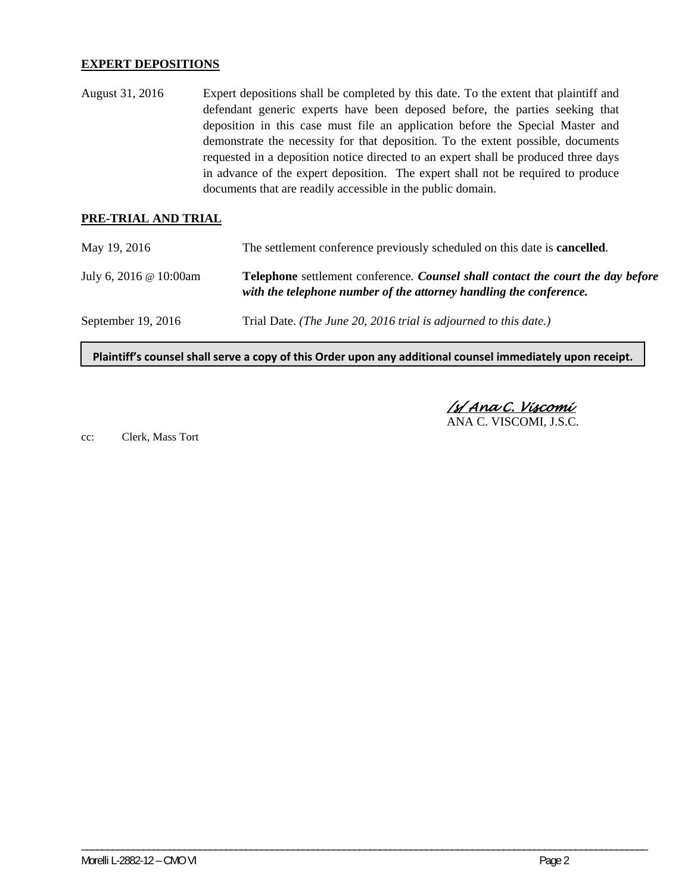**EXPERT DEPOSITIONS**

| | |
|---|---|
| August 31, 2016 | Expert depositions shall be completed by this date. To the extent that plaintiff and defendant generic experts have been deposed before, the parties seeking that deposition in this case must file an application before the Special Master and demonstrate the necessity for that deposition. To the extent possible, documents requested in a deposition notice directed to an expert shall be produced three days in advance of the expert deposition. The expert shall not be required to produce documents that are readily accessible in the public domain. |

**PRE-TRIAL AND TRIAL**

| | |
|---|---|
| May 19, 2016 | The settlement conference previously scheduled on this date is **cancelled**. |
| July 6, 2016 @ 10:00am | **Telephone** settlement conference. ***Counsel shall contact the court the day before with the telephone number of the attorney handling the conference.*** |
| September 19, 2016 | Trial Date. *(The June 20, 2016 trial is adjourned to this date.)* |

**Plaintiff's counsel shall serve a copy of this Order upon any additional counsel immediately upon receipt.**

*/s/ Ana C. Viscomi*
ANA C. VISCOMI, J.S.C.

cc: Clerk, Mass Tort